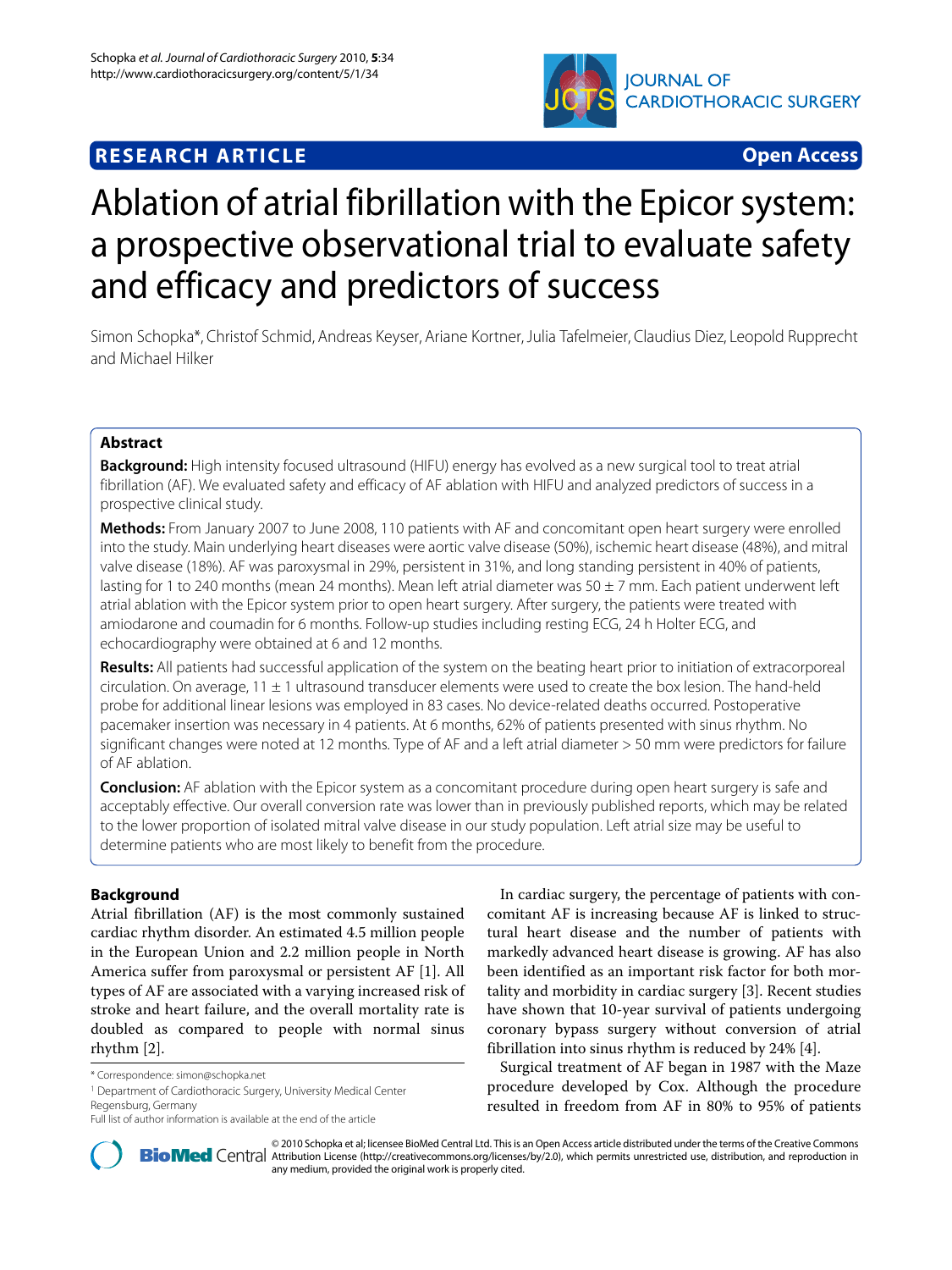**RESEARCH ARTICLE** **Open Access**

# Ablation of atrial fibrillation with the Epicor system: a prospective observational trial to evaluate safety and efficacy and predictors of success

Simon Schopka*, Christof Schmid, Andreas Keyser, Ariane Kortner, Julia Tafelmeier, Claudius Diez, Leopold Rupprecht and Michael Hilker

## Abstract

**Background:** High intensity focused ultrasound (HIFU) energy has evolved as a new surgical tool to treat atrial fibrillation (AF). We evaluated safety and efficacy of AF ablation with HIFU and analyzed predictors of success in a prospective clinical study.

**Methods:** From January 2007 to June 2008, 110 patients with AF and concomitant open heart surgery were enrolled into the study. Main underlying heart diseases were aortic valve disease (50%), ischemic heart disease (48%), and mitral valve disease (18%). AF was paroxysmal in 29%, persistent in 31%, and long standing persistent in 40% of patients, lasting for 1 to 240 months (mean 24 months). Mean left atrial diameter was 50 ± 7 mm. Each patient underwent left atrial ablation with the Epicor system prior to open heart surgery. After surgery, the patients were treated with amiodarone and coumadin for 6 months. Follow-up studies including resting ECG, 24 h Holter ECG, and echocardiography were obtained at 6 and 12 months.

**Results:** All patients had successful application of the system on the beating heart prior to initiation of extracorporeal circulation. On average, 11 ± 1 ultrasound transducer elements were used to create the box lesion. The hand-held probe for additional linear lesions was employed in 83 cases. No device-related deaths occurred. Postoperative pacemaker insertion was necessary in 4 patients. At 6 months, 62% of patients presented with sinus rhythm. No significant changes were noted at 12 months. Type of AF and a left atrial diameter > 50 mm were predictors for failure of AF ablation.

**Conclusion:** AF ablation with the Epicor system as a concomitant procedure during open heart surgery is safe and acceptably effective. Our overall conversion rate was lower than in previously published reports, which may be related to the lower proportion of isolated mitral valve disease in our study population. Left atrial size may be useful to determine patients who are most likely to benefit from the procedure.

## Background

Atrial fibrillation (AF) is the most commonly sustained cardiac rhythm disorder. An estimated 4.5 million people in the European Union and 2.2 million people in North America suffer from paroxysmal or persistent AF [1]. All types of AF are associated with a varying increased risk of stroke and heart failure, and the overall mortality rate is doubled as compared to people with normal sinus rhythm [2].

In cardiac surgery, the percentage of patients with concomitant AF is increasing because AF is linked to structural heart disease and the number of patients with markedly advanced heart disease is growing. AF has also been identified as an important risk factor for both mortality and morbidity in cardiac surgery [3]. Recent studies have shown that 10-year survival of patients undergoing coronary bypass surgery without conversion of atrial fibrillation into sinus rhythm is reduced by 24% [4].

Surgical treatment of AF began in 1987 with the Maze procedure developed by Cox. Although the procedure resulted in freedom from AF in 80% to 95% of patients

\* Correspondence: simon@schopka.net

[1] Department of Cardiothoracic Surgery, University Medical Center Regensburg, Germany

Full list of author information is available at the end of the article

© 2010 Schopka et al; licensee BioMed Central Ltd. This is an Open Access article distributed under the terms of the Creative Commons Attribution License (http://creativecommons.org/licenses/by/2.0), which permits unrestricted use, distribution, and reproduction in any medium, provided the original work is properly cited.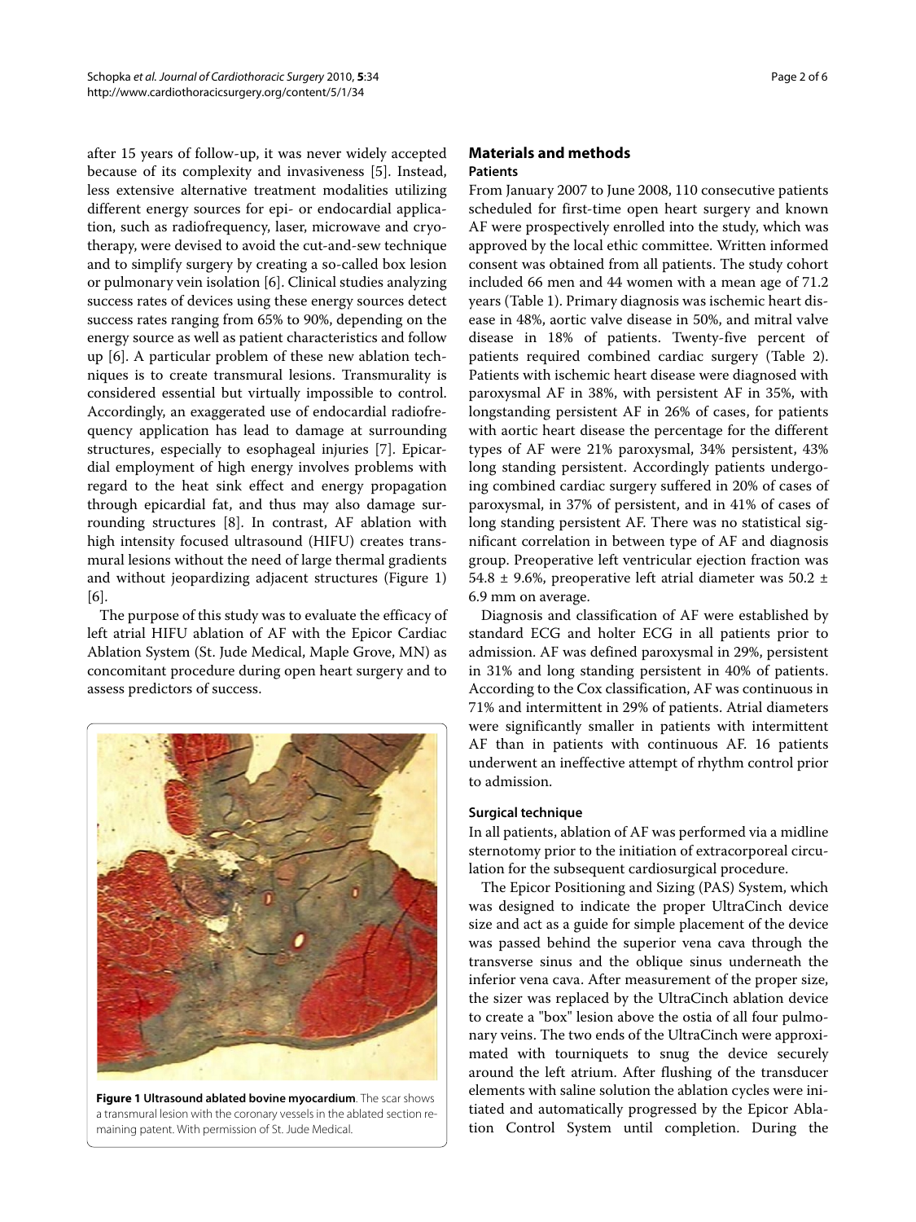after 15 years of follow-up, it was never widely accepted because of its complexity and invasiveness [5]. Instead, less extensive alternative treatment modalities utilizing different energy sources for epi- or endocardial application, such as radiofrequency, laser, microwave and cryotherapy, were devised to avoid the cut-and-sew technique and to simplify surgery by creating a so-called box lesion or pulmonary vein isolation [6]. Clinical studies analyzing success rates of devices using these energy sources detect success rates ranging from 65% to 90%, depending on the energy source as well as patient characteristics and follow up [6]. A particular problem of these new ablation techniques is to create transmural lesions. Transmurality is considered essential but virtually impossible to control. Accordingly, an exaggerated use of endocardial radiofrequency application has lead to damage at surrounding structures, especially to esophageal injuries [7]. Epicardial employment of high energy involves problems with regard to the heat sink effect and energy propagation through epicardial fat, and thus may also damage surrounding structures [8]. In contrast, AF ablation with high intensity focused ultrasound (HIFU) creates transmural lesions without the need of large thermal gradients and without jeopardizing adjacent structures (Figure 1) [6].

The purpose of this study was to evaluate the efficacy of left atrial HIFU ablation of AF with the Epicor Cardiac Ablation System (St. Jude Medical, Maple Grove, MN) as concomitant procedure during open heart surgery and to assess predictors of success.

**Figure 1 Ultrasound ablated bovine myocardium**. The scar shows a transmural lesion with the coronary vessels in the ablated section remaining patent. With permission of St. Jude Medical.

## Materials and methods

### Patients

From January 2007 to June 2008, 110 consecutive patients scheduled for first-time open heart surgery and known AF were prospectively enrolled into the study, which was approved by the local ethic committee. Written informed consent was obtained from all patients. The study cohort included 66 men and 44 women with a mean age of 71.2 years (Table 1). Primary diagnosis was ischemic heart disease in 48%, aortic valve disease in 50%, and mitral valve disease in 18% of patients. Twenty-five percent of patients required combined cardiac surgery (Table 2). Patients with ischemic heart disease were diagnosed with paroxysmal AF in 38%, with persistent AF in 35%, with longstanding persistent AF in 26% of cases, for patients with aortic heart disease the percentage for the different types of AF were 21% paroxysmal, 34% persistent, 43% long standing persistent. Accordingly patients undergoing combined cardiac surgery suffered in 20% of cases of paroxysmal, in 37% of persistent, and in 41% of cases of long standing persistent AF. There was no statistical significant correlation in between type of AF and diagnosis group. Preoperative left ventricular ejection fraction was 54.8 ± 9.6%, preoperative left atrial diameter was 50.2 ± 6.9 mm on average.

Diagnosis and classification of AF were established by standard ECG and holter ECG in all patients prior to admission. AF was defined paroxysmal in 29%, persistent in 31% and long standing persistent in 40% of patients. According to the Cox classification, AF was continuous in 71% and intermittent in 29% of patients. Atrial diameters were significantly smaller in patients with intermittent AF than in patients with continuous AF. 16 patients underwent an ineffective attempt of rhythm control prior to admission.

### Surgical technique

In all patients, ablation of AF was performed via a midline sternotomy prior to the initiation of extracorporeal circulation for the subsequent cardiosurgical procedure.

The Epicor Positioning and Sizing (PAS) System, which was designed to indicate the proper UltraCinch device size and act as a guide for simple placement of the device was passed behind the superior vena cava through the transverse sinus and the oblique sinus underneath the inferior vena cava. After measurement of the proper size, the sizer was replaced by the UltraCinch ablation device to create a "box" lesion above the ostia of all four pulmonary veins. The two ends of the UltraCinch were approximated with tourniquets to snug the device securely around the left atrium. After flushing of the transducer elements with saline solution the ablation cycles were initiated and automatically progressed by the Epicor Ablation Control System until completion. During the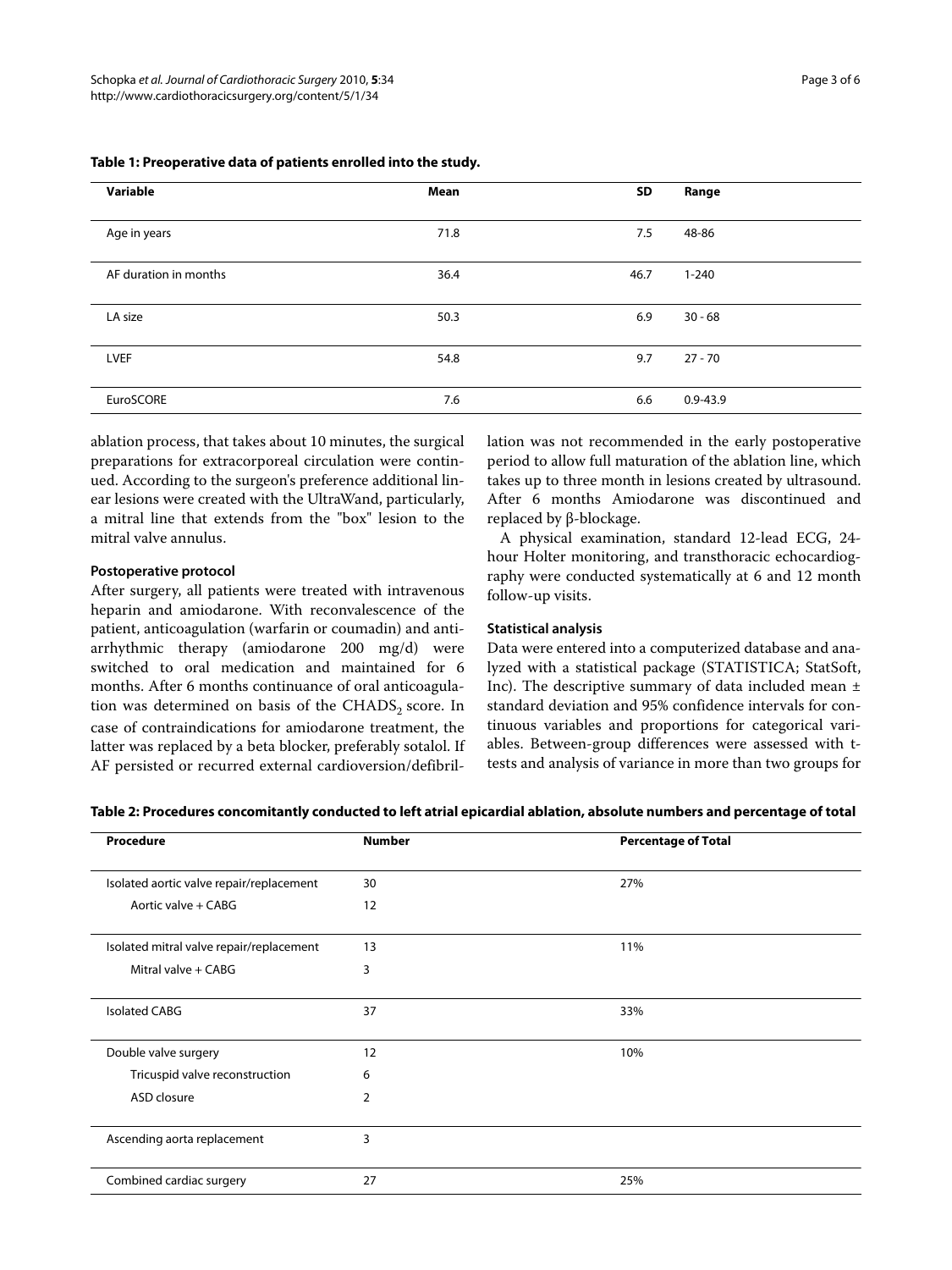**Table 1: Preoperative data of patients enrolled into the study.**

| Variable | Mean | SD | Range |
|---|---|---|---|
| Age in years | 71.8 | 7.5 | 48-86 |
| AF duration in months | 36.4 | 46.7 | 1-240 |
| LA size | 50.3 | 6.9 | 30 - 68 |
| LVEF | 54.8 | 9.7 | 27 - 70 |
| EuroSCORE | 7.6 | 6.6 | 0.9-43.9 |

ablation process, that takes about 10 minutes, the surgical preparations for extracorporeal circulation were continued. According to the surgeon's preference additional linear lesions were created with the UltraWand, particularly, a mitral line that extends from the "box" lesion to the mitral valve annulus.

#### Postoperative protocol

After surgery, all patients were treated with intravenous heparin and amiodarone. With reconvalescence of the patient, anticoagulation (warfarin or coumadin) and antiarrhythmic therapy (amiodarone 200 mg/d) were switched to oral medication and maintained for 6 months. After 6 months continuance of oral anticoagulation was determined on basis of the $CHADS_2$ score. In case of contraindications for amiodarone treatment, the latter was replaced by a beta blocker, preferably sotalol. If AF persisted or recurred external cardioversion/defibrillation was not recommended in the early postoperative period to allow full maturation of the ablation line, which takes up to three month in lesions created by ultrasound. After 6 months Amiodarone was discontinued and replaced by β-blockage.

A physical examination, standard 12-lead ECG, 24-hour Holter monitoring, and transthoracic echocardiography were conducted systematically at 6 and 12 month follow-up visits.

#### Statistical analysis

Data were entered into a computerized database and analyzed with a statistical package (STATISTICA; StatSoft, Inc). The descriptive summary of data included mean ± standard deviation and 95% confidence intervals for continuous variables and proportions for categorical variables. Between-group differences were assessed with t-tests and analysis of variance in more than two groups for

**Table 2: Procedures concomitantly conducted to left atrial epicardial ablation, absolute numbers and percentage of total**

| Procedure | Number | Percentage of Total |
|---|---|---|
| Isolated aortic valve repair/replacement | 30 | 27% |
| Aortic valve + CABG | 12 | |
| Isolated mitral valve repair/replacement | 13 | 11% |
| Mitral valve + CABG | 3 | |
| Isolated CABG | 37 | 33% |
| Double valve surgery | 12 | 10% |
| Tricuspid valve reconstruction | 6 | |
| ASD closure | 2 | |
| Ascending aorta replacement | 3 | |
| Combined cardiac surgery | 27 | 25% |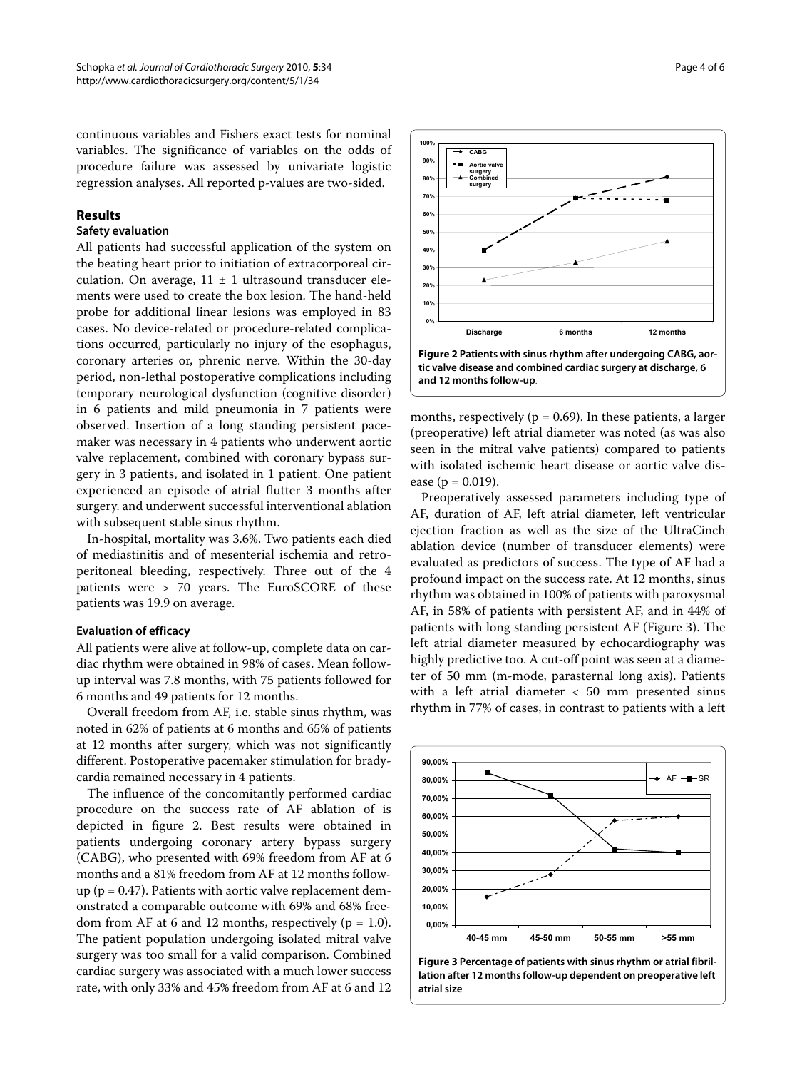continuous variables and Fishers exact tests for nominal variables. The significance of variables on the odds of procedure failure was assessed by univariate logistic regression analyses. All reported p-values are two-sided.

## Results

### Safety evaluation

All patients had successful application of the system on the beating heart prior to initiation of extracorporeal circulation. On average, 11 ± 1 ultrasound transducer elements were used to create the box lesion. The hand-held probe for additional linear lesions was employed in 83 cases. No device-related or procedure-related complications occurred, particularly no injury of the esophagus, coronary arteries or, phrenic nerve. Within the 30-day period, non-lethal postoperative complications including temporary neurological dysfunction (cognitive disorder) in 6 patients and mild pneumonia in 7 patients were observed. Insertion of a long standing persistent pacemaker was necessary in 4 patients who underwent aortic valve replacement, combined with coronary bypass surgery in 3 patients, and isolated in 1 patient. One patient experienced an episode of atrial flutter 3 months after surgery. and underwent successful interventional ablation with subsequent stable sinus rhythm.

In-hospital, mortality was 3.6%. Two patients each died of mediastinitis and of mesenteric ischemia and retroperitoneal bleeding, respectively. Three out of the 4 patients were > 70 years. The EuroSCORE of these patients was 19.9 on average.

#### Evaluation of efficacy

All patients were alive at follow-up, complete data on cardiac rhythm were obtained in 98% of cases. Mean follow-up interval was 7.8 months, with 75 patients followed for 6 months and 49 patients for 12 months.

Overall freedom from AF, i.e. stable sinus rhythm, was noted in 62% of patients at 6 months and 65% of patients at 12 months after surgery, which was not significantly different. Postoperative pacemaker stimulation for bradycardia remained necessary in 4 patients.

The influence of the concomitantly performed cardiac procedure on the success rate of AF ablation of is depicted in figure 2. Best results were obtained in patients undergoing coronary artery bypass surgery (CABG), who presented with 69% freedom from AF at 6 months and a 81% freedom from AF at 12 months follow-up ($p = 0.47$). Patients with aortic valve replacement demonstrated a comparable outcome with 69% and 68% freedom from AF at 6 and 12 months, respectively ($p = 1.0$). The patient population undergoing isolated mitral valve surgery was too small for a valid comparison. Combined cardiac surgery was associated with a much lower success rate, with only 33% and 45% freedom from AF at 6 and 12 months, respectively ($p = 0.69$). In these patients, a larger (preoperative) left atrial diameter was noted (as was also seen in the mitral valve patients) compared to patients with isolated ischemic heart disease or aortic valve disease ($p = 0.019$).

**Figure 2 Patients with sinus rhythm after undergoing CABG, aortic valve disease and combined cardiac surgery at discharge, 6 and 12 months follow-up**.

Preoperatively assessed parameters including type of AF, duration of AF, left atrial diameter, left ventricular ejection fraction as well as the size of the UltraCinch ablation device (number of transducer elements) were evaluated as predictors of success. The type of AF had a profound impact on the success rate. At 12 months, sinus rhythm was obtained in 100% of patients with paroxysmal AF, in 58% of patients with persistent AF, and in 44% of patients with long standing persistent AF (Figure 3). The left atrial diameter measured by echocardiography was highly predictive too. A cut-off point was seen at a diameter of 50 mm (m-mode, parasternal long axis). Patients with a left atrial diameter < 50 mm presented sinus rhythm in 77% of cases, in contrast to patients with a left

**Figure 3 Percentage of patients with sinus rhythm or atrial fibrillation after 12 months follow-up dependent on preoperative left atrial size**.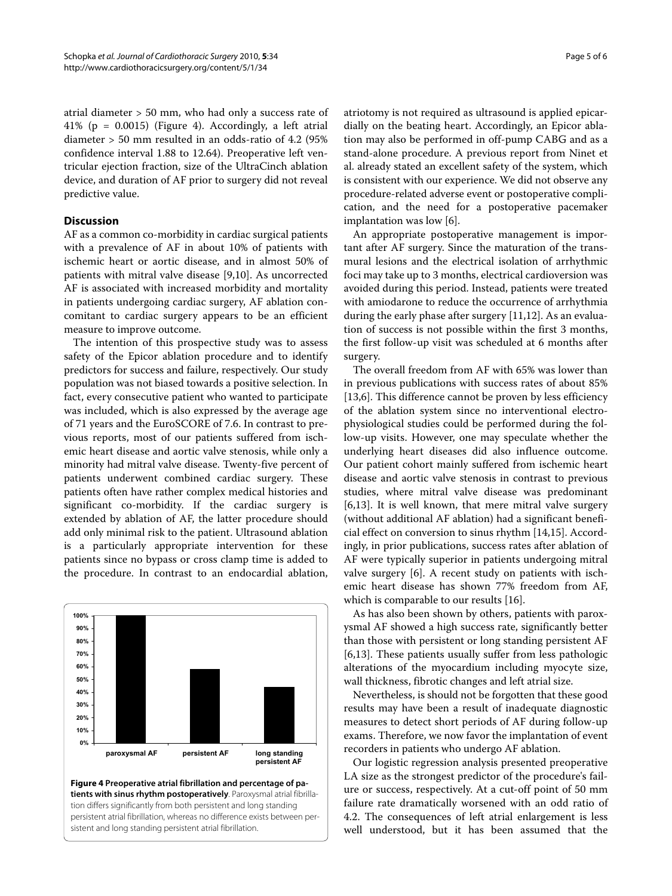atrial diameter > 50 mm, who had only a success rate of 41% (p = 0.0015) (Figure 4). Accordingly, a left atrial diameter > 50 mm resulted in an odds-ratio of 4.2 (95% confidence interval 1.88 to 12.64). Preoperative left ventricular ejection fraction, size of the UltraCinch ablation device, and duration of AF prior to surgery did not reveal predictive value.

## Discussion

AF as a common co-morbidity in cardiac surgical patients with a prevalence of AF in about 10% of patients with ischemic heart or aortic disease, and in almost 50% of patients with mitral valve disease [9,10]. As uncorrected AF is associated with increased morbidity and mortality in patients undergoing cardiac surgery, AF ablation concomitant to cardiac surgery appears to be an efficient measure to improve outcome.

The intention of this prospective study was to assess safety of the Epicor ablation procedure and to identify predictors for success and failure, respectively. Our study population was not biased towards a positive selection. In fact, every consecutive patient who wanted to participate was included, which is also expressed by the average age of 71 years and the EuroSCORE of 7.6. In contrast to previous reports, most of our patients suffered from ischemic heart disease and aortic valve stenosis, while only a minority had mitral valve disease. Twenty-five percent of patients underwent combined cardiac surgery. These patients often have rather complex medical histories and significant co-morbidity. If the cardiac surgery is extended by ablation of AF, the latter procedure should add only minimal risk to the patient. Ultrasound ablation is a particularly appropriate intervention for these patients since no bypass or cross clamp time is added to the procedure. In contrast to an endocardial ablation, atriotomy is not required as ultrasound is applied epicardially on the beating heart. Accordingly, an Epicor ablation may also be performed in off-pump CABG and as a stand-alone procedure. A previous report from Ninet et al. already stated an excellent safety of the system, which is consistent with our experience. We did not observe any procedure-related adverse event or postoperative complication, and the need for a postoperative pacemaker implantation was low [6].

**Figure 4 Preoperative atrial fibrillation and percentage of patients with sinus rhythm postoperatively**. Paroxysmal atrial fibrillation differs significantly from both persistent and long standing persistent atrial fibrillation, whereas no difference exists between persistent and long standing persistent atrial fibrillation.

An appropriate postoperative management is important after AF surgery. Since the maturation of the transmural lesions and the electrical isolation of arrhythmic foci may take up to 3 months, electrical cardioversion was avoided during this period. Instead, patients were treated with amiodarone to reduce the occurrence of arrhythmia during the early phase after surgery [11,12]. As an evaluation of success is not possible within the first 3 months, the first follow-up visit was scheduled at 6 months after surgery.

The overall freedom from AF with 65% was lower than in previous publications with success rates of about 85% [13,6]. This difference cannot be proven by less efficiency of the ablation system since no interventional electrophysiological studies could be performed during the follow-up visits. However, one may speculate whether the underlying heart diseases did also influence outcome. Our patient cohort mainly suffered from ischemic heart disease and aortic valve stenosis in contrast to previous studies, where mitral valve disease was predominant [6,13]. It is well known, that mere mitral valve surgery (without additional AF ablation) had a significant beneficial effect on conversion to sinus rhythm [14,15]. Accordingly, in prior publications, success rates after ablation of AF were typically superior in patients undergoing mitral valve surgery [6]. A recent study on patients with ischemic heart disease has shown 77% freedom from AF, which is comparable to our results [16].

As has also been shown by others, patients with paroxysmal AF showed a high success rate, significantly better than those with persistent or long standing persistent AF [6,13]. These patients usually suffer from less pathologic alterations of the myocardium including myocyte size, wall thickness, fibrotic changes and left atrial size.

Nevertheless, is should not be forgotten that these good results may have been a result of inadequate diagnostic measures to detect short periods of AF during follow-up exams. Therefore, we now favor the implantation of event recorders in patients who undergo AF ablation.

Our logistic regression analysis presented preoperative LA size as the strongest predictor of the procedure's failure or success, respectively. At a cut-off point of 50 mm failure rate dramatically worsened with an odd ratio of 4.2. The consequences of left atrial enlargement is less well understood, but it has been assumed that the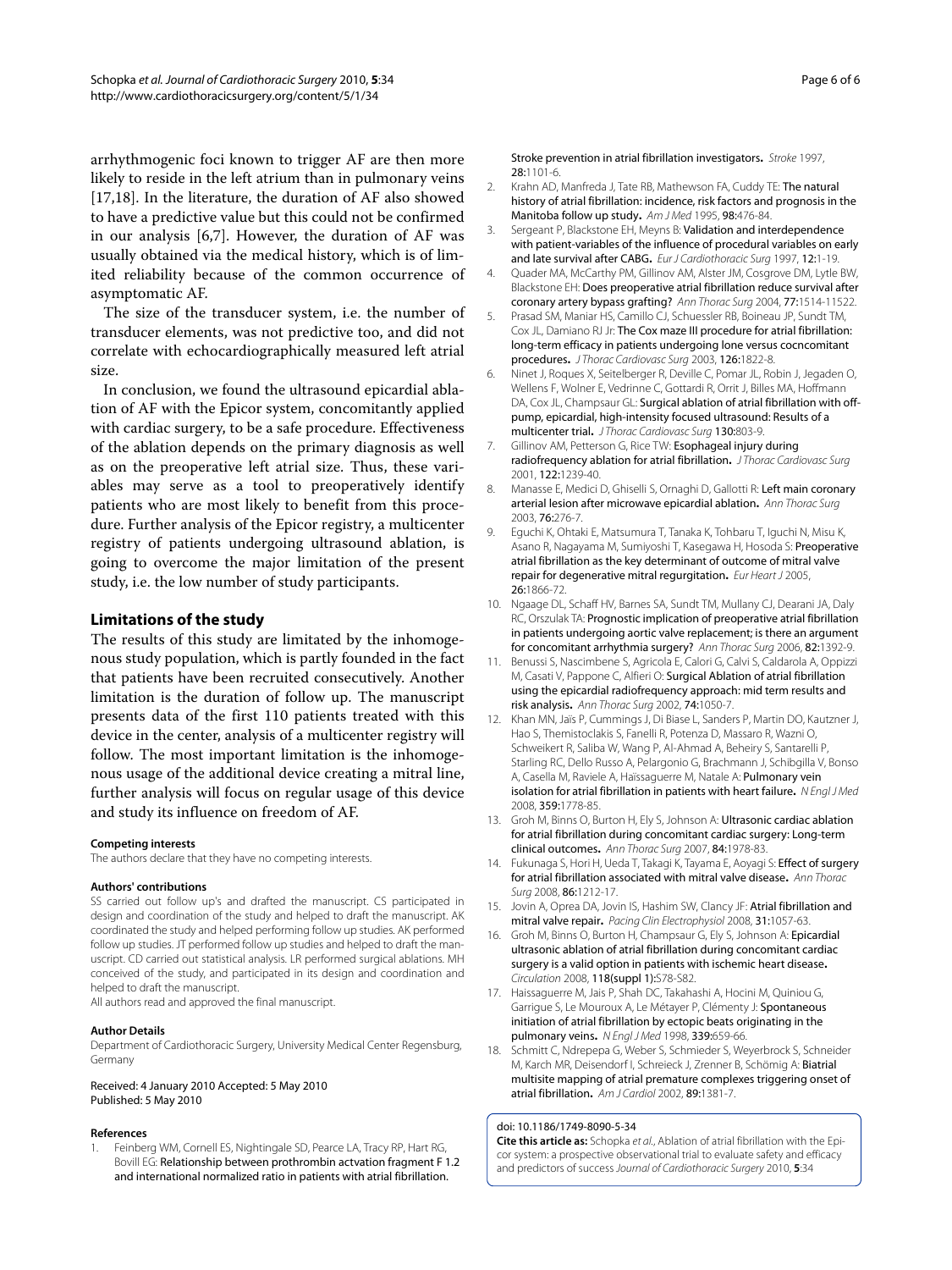arrhythmogenic foci known to trigger AF are then more likely to reside in the left atrium than in pulmonary veins [17,18]. In the literature, the duration of AF also showed to have a predictive value but this could not be confirmed in our analysis [6,7]. However, the duration of AF was usually obtained via the medical history, which is of limited reliability because of the common occurrence of asymptomatic AF.

The size of the transducer system, i.e. the number of transducer elements, was not predictive too, and did not correlate with echocardiographically measured left atrial size.

In conclusion, we found the ultrasound epicardial ablation of AF with the Epicor system, concomitantly applied with cardiac surgery, to be a safe procedure. Effectiveness of the ablation depends on the primary diagnosis as well as on the preoperative left atrial size. Thus, these variables may serve as a tool to preoperatively identify patients who are most likely to benefit from this procedure. Further analysis of the Epicor registry, a multicenter registry of patients undergoing ultrasound ablation, is going to overcome the major limitation of the present study, i.e. the low number of study participants.

## Limitations of the study

The results of this study are limited by the inhomogenous study population, which is partly founded in the fact that patients have been recruited consecutively. Another limitation is the duration of follow up. The manuscript presents data of the first 110 patients treated with this device in the center, analysis of a multicenter registry will follow. The most important limitation is the inhomogenous usage of the additional device creating a mitral line, further analysis will focus on regular usage of this device and study its influence on freedom of AF.

#### Competing interests

The authors declare that they have no competing interests.

#### Authors' contributions

SS carried out follow up's and drafted the manuscript. CS participated in design and coordination of the study and helped to draft the manuscript. AK coordinated the study and helped performing follow up studies. AK performed follow up studies. JT performed follow up studies and helped to draft the manuscript. CD carried out statistical analysis. LR performed surgical ablations. MH conceived of the study, and participated in its design and coordination and helped to draft the manuscript.

All authors read and approved the final manuscript.

#### Author Details

Department of Cardiothoracic Surgery, University Medical Center Regensburg, Germany

Received: 4 January 2010 Accepted: 5 May 2010
Published: 5 May 2010

#### References

1. Feinberg WM, Cornell ES, Nightingale SD, Pearce LA, Tracy RP, Hart RG, Bovill EG: **Relationship between prothrombin actvation fragment F 1.2 and international normalized ratio in patients with atrial fibrillation. Stroke prevention in atrial fibrillation investigators.** *Stroke* 1997, **28:**1101-6.
2. Krahn AD, Manfreda J, Tate RB, Mathewson FA, Cuddy TE: **The natural history of atrial fibrillation: incidence, risk factors and prognosis in the Manitoba follow up study.** *Am J Med* 1995, **98:**476-84.
3. Sergeant P, Blackstone EH, Meyns B: **Validation and interdependence with patient-variables of the influence of procedural variables on early and late survival after CABG.** *Eur J Cardiothoracic Surg* 1997, **12:**1-19.
4. Quader MA, McCarthy PM, Gillinov AM, Alster JM, Cosgrove DM, Lytle BW, Blackstone EH: **Does preoperative atrial fibrillation reduce survival after coronary artery bypass grafting?** *Ann Thorac Surg* 2004, **77:**1514-11522.
5. Prasad SM, Maniar HS, Camillo CJ, Schuessler RB, Boineau JP, Sundt TM, Cox JL, Damiano RJ Jr: **The Cox maze III procedure for atrial fibrillation: long-term efficacy in patients undergoing lone versus cocncomitant procedures.** *J Thorac Cardiovasc Surg* 2003, **126:**1822-8.
6. Ninet J, Roques X, Seitelberger R, Deville C, Pomar JL, Robin J, Jegaden O, Wellens F, Wolner E, Vedrinne C, Gottardi R, Orrit J, Billes MA, Hoffmann DA, Cox JL, Champsaur GL: **Surgical ablation of atrial fibrillation with off-pump, epicardial, high-intensity focused ultrasound: Results of a multicenter trial.** *J Thorac Cardiovasc Surg* **130:**803-9.
7. Gillinov AM, Petterson G, Rice TW: **Esophageal injury during radiofrequency ablation for atrial fibrillation.** *J Thorac Cardiovasc Surg* 2001, **122:**1239-40.
8. Manasse E, Medici D, Ghiselli S, Ornaghi D, Gallotti R: **Left main coronary arterial lesion after microwave epicardial ablation.** *Ann Thorac Surg* 2003, **76:**276-7.
9. Eguchi K, Ohtaki E, Matsumura T, Tanaka K, Tohbaru T, Iguchi N, Misu K, Asano R, Nagayama M, Sumiyoshi T, Kasegawa H, Hosoda S: **Preoperative atrial fibrillation as the key determinant of outcome of mitral valve repair for degenerative mitral regurgitation.** *Eur Heart J* 2005, **26:**1866-72.
10. Ngaage DL, Schaff HV, Barnes SA, Sundt TM, Mullany CJ, Dearani JA, Daly RC, Orszulak TA: **Prognostic implication of preoperative atrial fibrillation in patients undergoing aortic valve replacement; is there an argument for concomitant arrhythmia surgery?** *Ann Thorac Surg* 2006, **82:**1392-9.
11. Benussi S, Nascimbene S, Agricola E, Calori G, Calvi S, Caldarola A, Oppizzi M, Casati V, Pappone C, Alfieri O: **Surgical Ablation of atrial fibrillation using the epicardial radiofrequency approach: mid term results and risk analysis.** *Ann Thorac Surg* 2002, **74:**1050-7.
12. Khan MN, Jaïs P, Cummings J, Di Biase L, Sanders P, Martin DO, Kautzner J, Hao S, Themistoclakis S, Fanelli R, Potenza D, Massaro R, Wazni O, Schweikert R, Saliba W, Wang P, Al-Ahmad A, Beheiry S, Santarelli P, Starling RC, Dello Russo A, Pelargonio G, Brachmann J, Schibgilla V, Bonso A, Casella M, Raviele A, Haïssaguerre M, Natale A: **Pulmonary vein isolation for atrial fibrillation in patients with heart failure.** *N Engl J Med* 2008, **359:**1778-85.
13. Groh M, Binns O, Burton H, Ely S, Johnson A: **Ultrasonic cardiac ablation for atrial fibrillation during concomitant cardiac surgery: Long-term clinical outcomes.** *Ann Thorac Surg* 2007, **84:**1978-83.
14. Fukunaga S, Hori H, Ueda T, Takagi K, Tayama E, Aoyagi S: **Effect of surgery for atrial fibrillation associated with mitral valve disease.** *Ann Thorac Surg* 2008, **86:**1212-17.
15. Jovin A, Oprea DA, Jovin IS, Hashim SW, Clancy JF: **Atrial fibrillation and mitral valve repair.** *Pacing Clin Electrophysiol* 2008, **31:**1057-63.
16. Groh M, Binns O, Burton H, Champsaur G, Ely S, Johnson A: **Epicardial ultrasonic ablation of atrial fibrillation during concomitant cardiac surgery is a valid option in patients with ischemic heart disease.** *Circulation* 2008, **118(suppl 1):**S78-S82.
17. Haissaguerre M, Jais P, Shah DC, Takahashi A, Hocini M, Quiniou G, Garrigue S, Le Mouroux A, Le Métayer P, Clémenty J: **Spontaneous initiation of atrial fibrillation by ectopic beats originating in the pulmonary veins.** *N Engl J Med* 1998, **339:**659-66.
18. Schmitt C, Ndrepepa G, Weber S, Schmieder S, Weyerbrock S, Schneider M, Karch MR, Deisendorf I, Schreieck J, Zrenner B, Schömig A: **Biatrial multisite mapping of atrial premature complexes triggering onset of atrial fibrillation.** *Am J Cardiol* 2002, **89:**1381-7.

doi: 10.1186/1749-8090-5-34

**Cite this article as:** Schopka *et al.*, Ablation of atrial fibrillation with the Epicor system: a prospective observational trial to evaluate safety and efficacy and predictors of success *Journal of Cardiothoracic Surgery* 2010, **5**:34